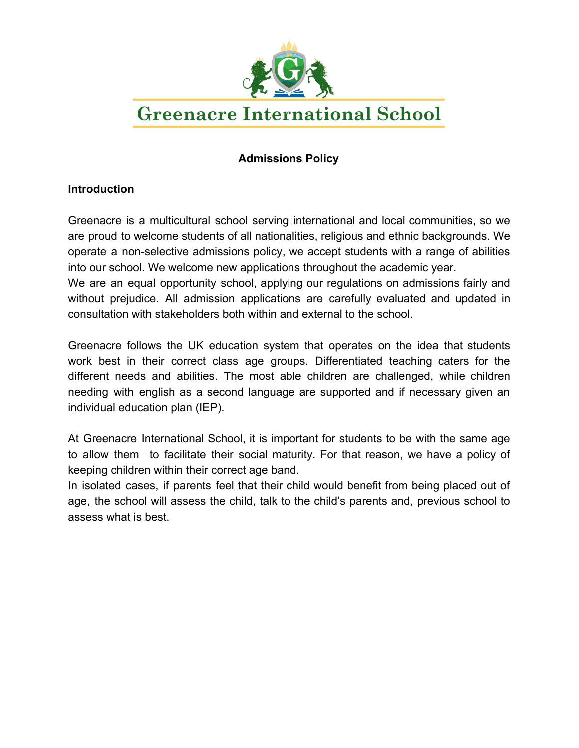# Greenacre International School

## Admissions Policy

### Introduction

Greenacre is a multicultural school serving international and local communities, so we are proud to welcome students of all nationalities, religious and ethnic backgrounds. We operate a non-selective admissions policy, we accept students with a range of abilities into our school. We welcome new applications throughout the academic year.
We are an equal opportunity school, applying our regulations on admissions fairly and without prejudice. All admission applications are carefully evaluated and updated in consultation with stakeholders both within and external to the school.

Greenacre follows the UK education system that operates on the idea that students work best in their correct class age groups. Differentiated teaching caters for the different needs and abilities. The most able children are challenged, while children needing with english as a second language are supported and if necessary given an individual education plan (IEP).

At Greenacre International School, it is important for students to be with the same age to allow them to facilitate their social maturity. For that reason, we have a policy of keeping children within their correct age band.
In isolated cases, if parents feel that their child would benefit from being placed out of age, the school will assess the child, talk to the child's parents and, previous school to assess what is best.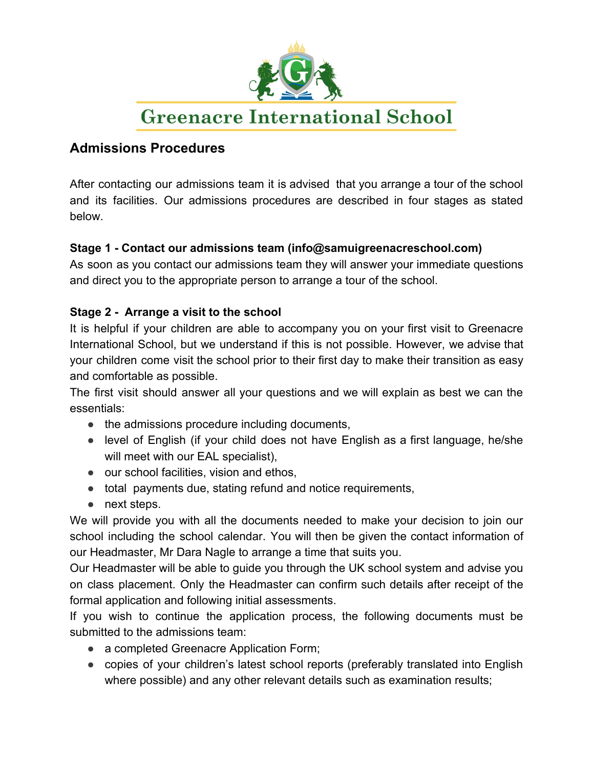# Greenacre International School

## Admissions Procedures

After contacting our admissions team it is advised that you arrange a tour of the school and its facilities. Our admissions procedures are described in four stages as stated below.

**Stage 1 - Contact our admissions team (info@samuigreenacreschool.com)**

As soon as you contact our admissions team they will answer your immediate questions and direct you to the appropriate person to arrange a tour of the school.

**Stage 2 - Arrange a visit to the school**

It is helpful if your children are able to accompany you on your first visit to Greenacre International School, but we understand if this is not possible. However, we advise that your children come visit the school prior to their first day to make their transition as easy and comfortable as possible.

The first visit should answer all your questions and we will explain as best we can the essentials:

- the admissions procedure including documents,
- level of English (if your child does not have English as a first language, he/she will meet with our EAL specialist),
- our school facilities, vision and ethos,
- total payments due, stating refund and notice requirements,
- next steps.

We will provide you with all the documents needed to make your decision to join our school including the school calendar. You will then be given the contact information of our Headmaster, Mr Dara Nagle to arrange a time that suits you.

Our Headmaster will be able to guide you through the UK school system and advise you on class placement. Only the Headmaster can confirm such details after receipt of the formal application and following initial assessments.

If you wish to continue the application process, the following documents must be submitted to the admissions team:

- a completed Greenacre Application Form;
- copies of your children's latest school reports (preferably translated into English where possible) and any other relevant details such as examination results;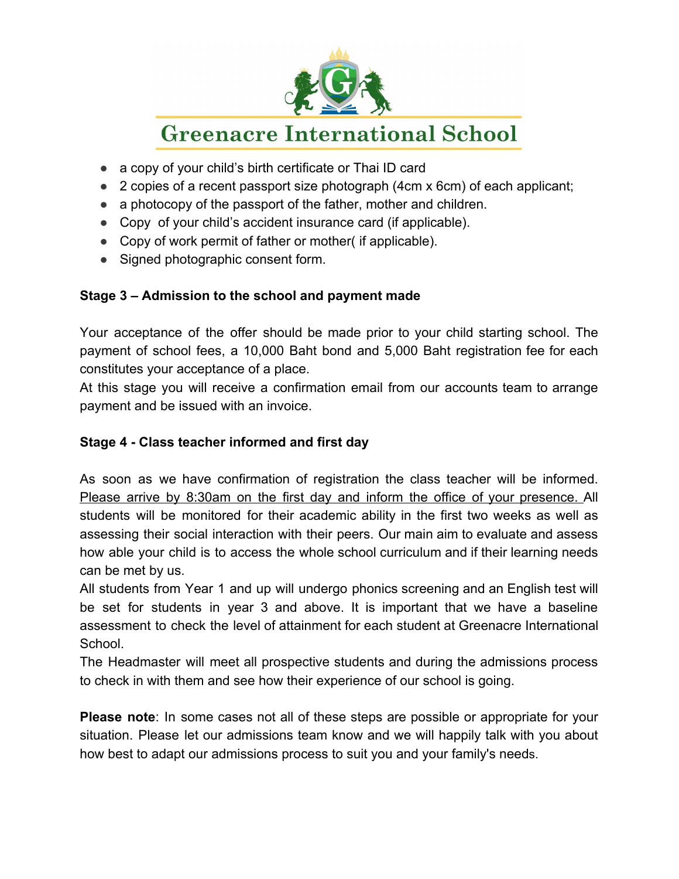- a copy of your child's birth certificate or Thai ID card
- 2 copies of a recent passport size photograph (4cm x 6cm) of each applicant;
- a photocopy of the passport of the father, mother and children.
- Copy  of your child's accident insurance card (if applicable).
- Copy of work permit of father or mother( if applicable).
- Signed photographic consent form.

**Stage 3 – Admission to the school and payment made**

Your acceptance of the offer should be made prior to your child starting school. The payment of school fees, a 10,000 Baht bond and 5,000 Baht registration fee for each constitutes your acceptance of a place.

At this stage you will receive a confirmation email from our accounts team to arrange payment and be issued with an invoice.

**Stage 4 - Class teacher informed and first day**

As soon as we have confirmation of registration the class teacher will be informed. Please arrive by 8:30am on the first day and inform the office of your presence. All students will be monitored for their academic ability in the first two weeks as well as assessing their social interaction with their peers. Our main aim to evaluate and assess how able your child is to access the whole school curriculum and if their learning needs can be met by us.

All students from Year 1 and up will undergo phonics screening and an English test will be set for students in year 3 and above. It is important that we have a baseline assessment to check the level of attainment for each student at Greenacre International School.

The Headmaster will meet all prospective students and during the admissions process to check in with them and see how their experience of our school is going.

**Please note**: In some cases not all of these steps are possible or appropriate for your situation. Please let our admissions team know and we will happily talk with you about how best to adapt our admissions process to suit you and your family's needs.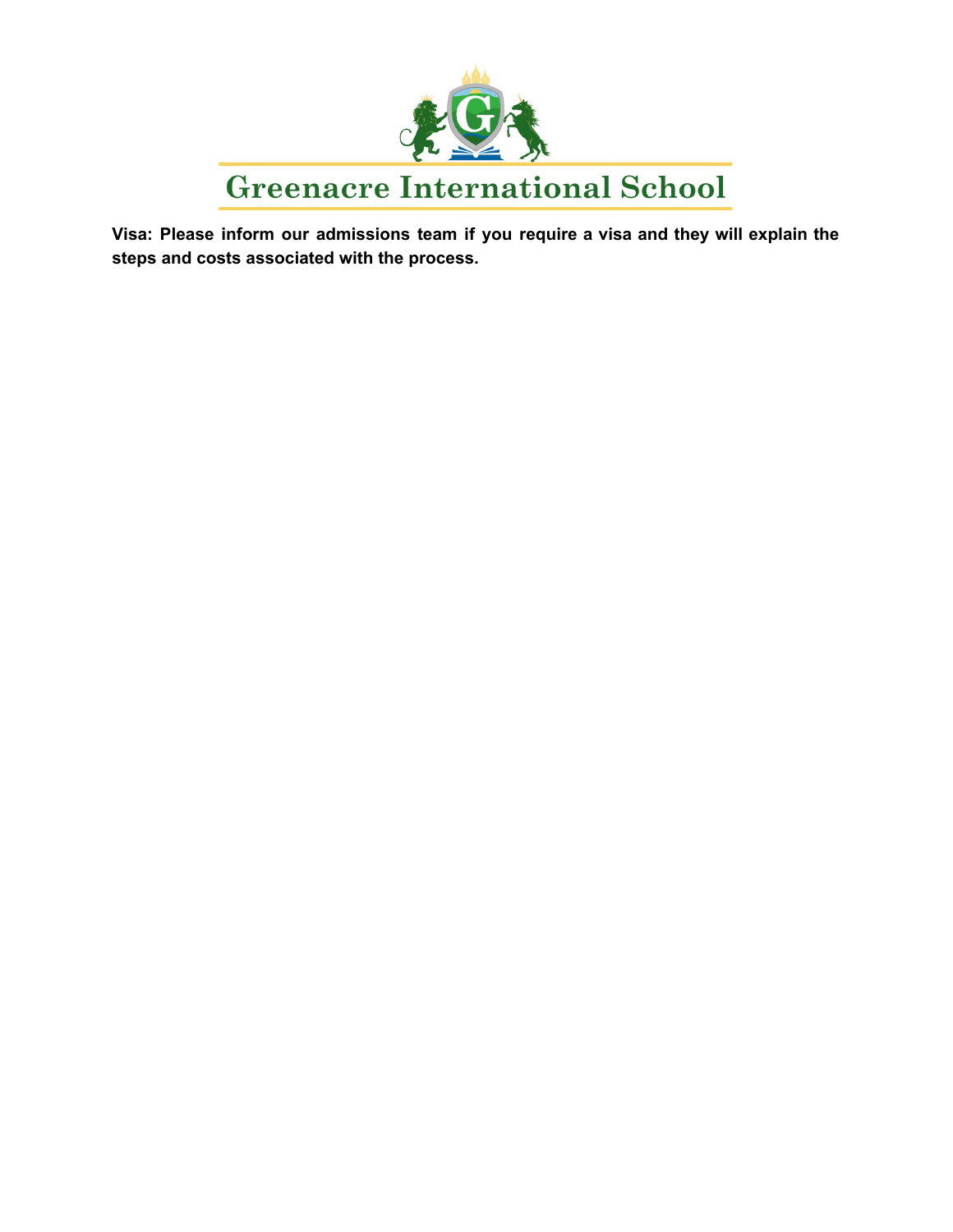# Greenacre International School

**Visa: Please inform our admissions team if you require a visa and they will explain the steps and costs associated with the process.**